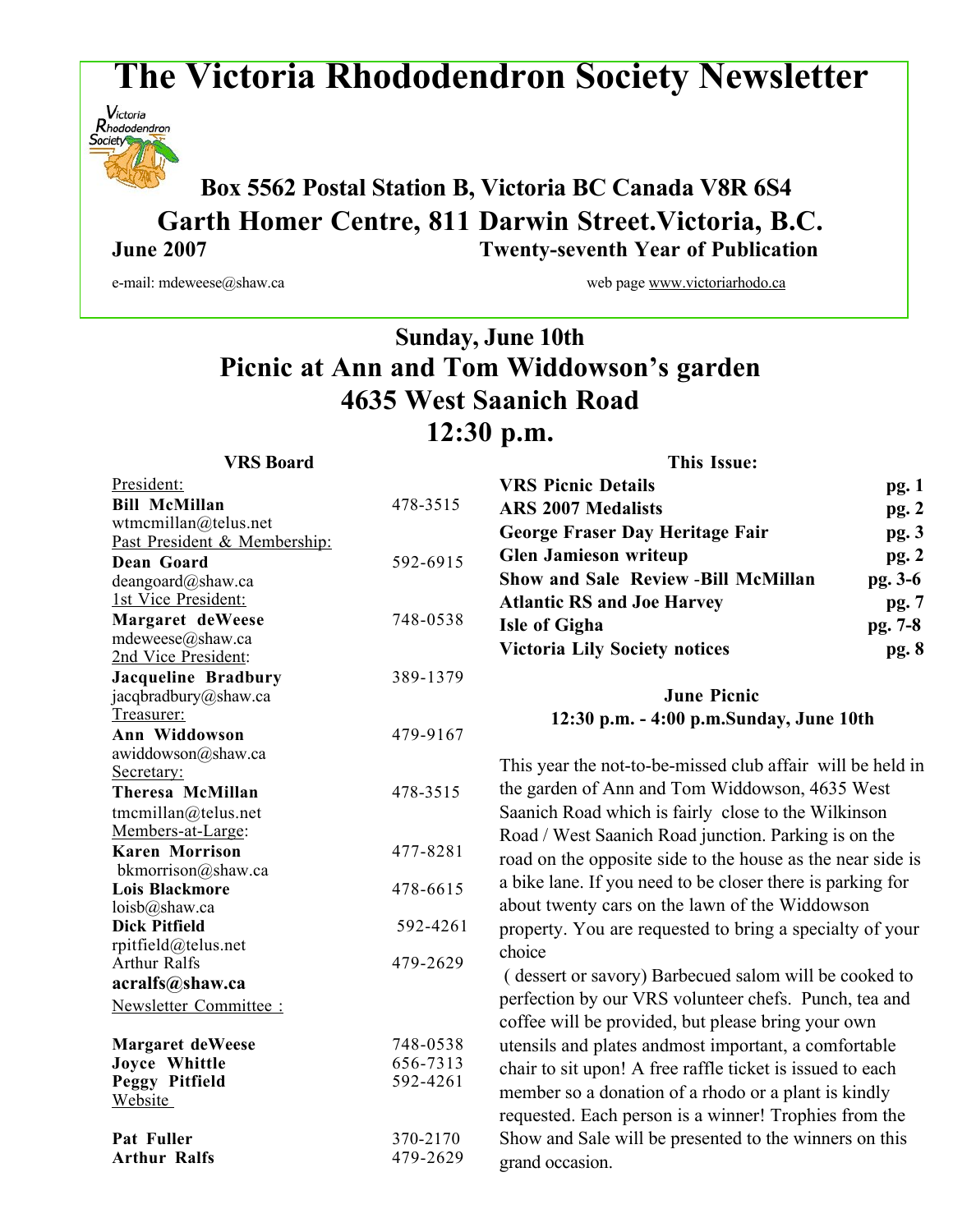# The Victoria Rhododendron Society Newsletter

**Box 5562 Postal Station B, Victoria BC Canada V8R 6S4**

**Garth Homer Centre, 811 Darwin Street.Victoria, B.C.**

**June 2007** **Twenty-seventh Year of Publication**

e-mail: mdeweese@shaw.ca web page www.victoriarhodo.ca

## Sunday, June 10th
## Picnic at Ann and Tom Widdowson's garden
## 4635 West Saanich Road
## 12:30 p.m.

**VRS Board**

President:
**Bill McMillan** 478-3515
wtmcmillan@telus.net

Past President & Membership:
**Dean Goard** 592-6915
deangoard@shaw.ca

1st Vice President:
**Margaret deWeese** 748-0538
mdeweese@shaw.ca

2nd Vice President:
**Jacqueline Bradbury** 389-1379
jacqbradbury@shaw.ca

Treasurer:
**Ann Widdowson** 479-9167
awiddowson@shaw.ca

Secretary:
**Theresa McMillan** 478-3515
tmcmillan@telus.net

Members-at-Large:
**Karen Morrison** 477-8281
bkmorrison@shaw.ca
**Lois Blackmore** 478-6615
loisb@shaw.ca
**Dick Pitfield** 592-4261
rpitfield@telus.net
Arthur Ralfs 479-2629
**acralfs@shaw.ca**

Newsletter Committee :

**Margaret deWeese** 748-0538
**Joyce Whittle** 656-7313
**Peggy Pitfield** 592-4261

Website

**Pat Fuller** 370-2170
**Arthur Ralfs** 479-2629

**This Issue:**

| | |
|---|---|
| **VRS Picnic Details** | **pg. 1** |
| **ARS 2007 Medalists** | **pg. 2** |
| **George Fraser Day Heritage Fair** | **pg. 3** |
| **Glen Jamieson writeup** | **pg. 2** |
| **Show and Sale Review -Bill McMillan** | **pg. 3-6** |
| **Atlantic RS and Joe Harvey** | **pg. 7** |
| **Isle of Gigha** | **pg. 7-8** |
| **Victoria Lily Society notices** | **pg. 8** |

**June Picnic**
**12:30 p.m. - 4:00 p.m.Sunday, June 10th**

This year the not-to-be-missed club affair will be held in the garden of Ann and Tom Widdowson, 4635 West Saanich Road which is fairly close to the Wilkinson Road / West Saanich Road junction. Parking is on the road on the opposite side to the house as the near side is a bike lane. If you need to be closer there is parking for about twenty cars on the lawn of the Widdowson property. You are requested to bring a specialty of your choice

( dessert or savory) Barbecued salom will be cooked to perfection by our VRS volunteer chefs. Punch, tea and coffee will be provided, but please bring your own utensils and plates andmost important, a comfortable chair to sit upon! A free raffle ticket is issued to each member so a donation of a rhodo or a plant is kindly requested. Each person is a winner! Trophies from the Show and Sale will be presented to the winners on this grand occasion.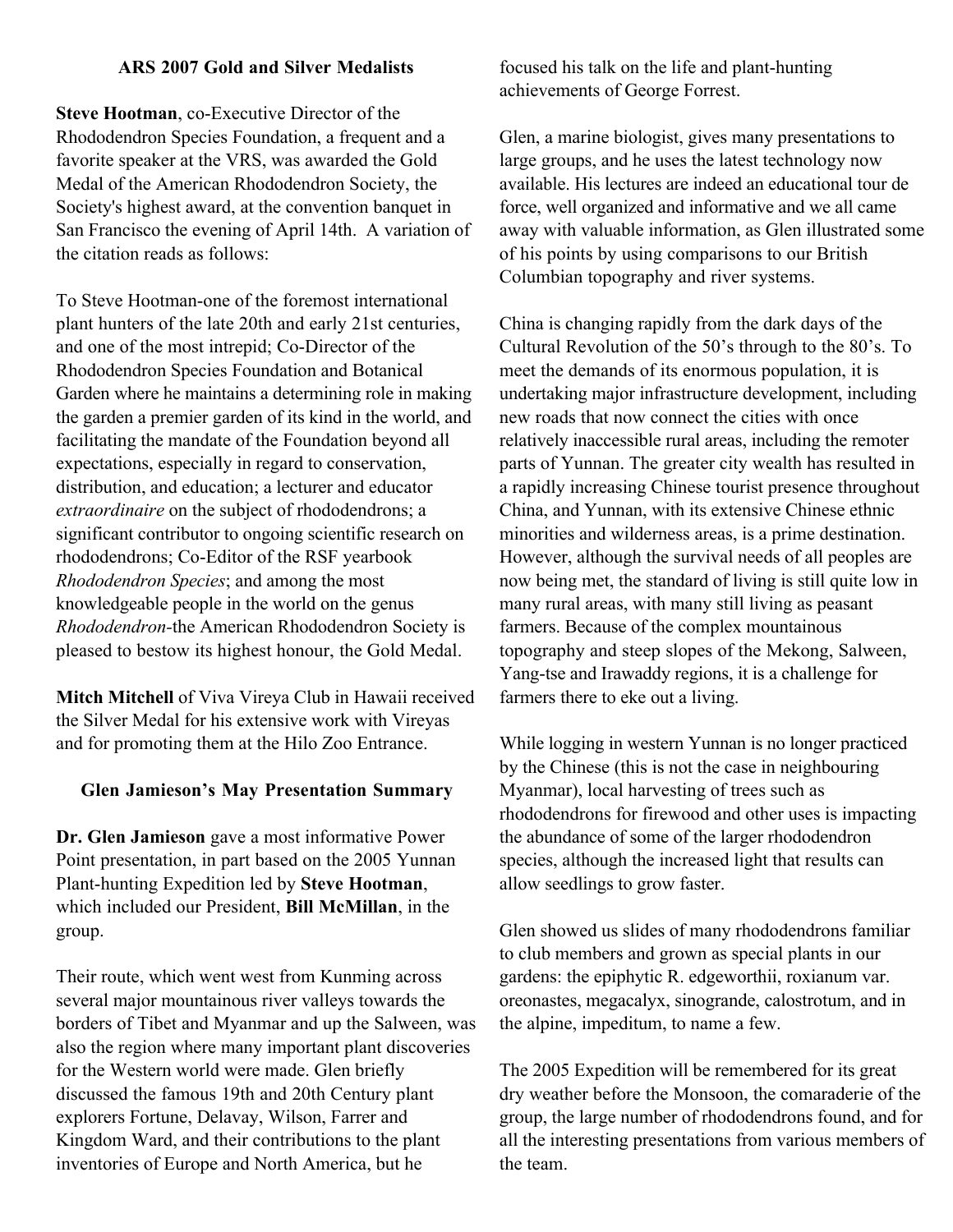## ARS 2007 Gold and Silver Medalists

**Steve Hootman**, co-Executive Director of the Rhododendron Species Foundation, a frequent and a favorite speaker at the VRS, was awarded the Gold Medal of the American Rhododendron Society, the Society's highest award, at the convention banquet in San Francisco the evening of April 14th. A variation of the citation reads as follows:

To Steve Hootman-one of the foremost international plant hunters of the late 20th and early 21st centuries, and one of the most intrepid; Co-Director of the Rhododendron Species Foundation and Botanical Garden where he maintains a determining role in making the garden a premier garden of its kind in the world, and facilitating the mandate of the Foundation beyond all expectations, especially in regard to conservation, distribution, and education; a lecturer and educator *extraordinaire* on the subject of rhododendrons; a significant contributor to ongoing scientific research on rhododendrons; Co-Editor of the RSF yearbook *Rhododendron Species*; and among the most knowledgeable people in the world on the genus *Rhododendron*-the American Rhododendron Society is pleased to bestow its highest honour, the Gold Medal.

**Mitch Mitchell** of Viva Vireya Club in Hawaii received the Silver Medal for his extensive work with Vireyas and for promoting them at the Hilo Zoo Entrance.

## Glen Jamieson's May Presentation Summary

**Dr. Glen Jamieson** gave a most informative Power Point presentation, in part based on the 2005 Yunnan Plant-hunting Expedition led by **Steve Hootman**, which included our President, **Bill McMillan**, in the group.

Their route, which went west from Kunming across several major mountainous river valleys towards the borders of Tibet and Myanmar and up the Salween, was also the region where many important plant discoveries for the Western world were made. Glen briefly discussed the famous 19th and 20th Century plant explorers Fortune, Delavay, Wilson, Farrer and Kingdom Ward, and their contributions to the plant inventories of Europe and North America, but he focused his talk on the life and plant-hunting achievements of George Forrest.

Glen, a marine biologist, gives many presentations to large groups, and he uses the latest technology now available. His lectures are indeed an educational tour de force, well organized and informative and we all came away with valuable information, as Glen illustrated some of his points by using comparisons to our British Columbian topography and river systems.

China is changing rapidly from the dark days of the Cultural Revolution of the 50's through to the 80's. To meet the demands of its enormous population, it is undertaking major infrastructure development, including new roads that now connect the cities with once relatively inaccessible rural areas, including the remoter parts of Yunnan. The greater city wealth has resulted in a rapidly increasing Chinese tourist presence throughout China, and Yunnan, with its extensive Chinese ethnic minorities and wilderness areas, is a prime destination. However, although the survival needs of all peoples are now being met, the standard of living is still quite low in many rural areas, with many still living as peasant farmers. Because of the complex mountainous topography and steep slopes of the Mekong, Salween, Yang-tse and Irawaddy regions, it is a challenge for farmers there to eke out a living.

While logging in western Yunnan is no longer practiced by the Chinese (this is not the case in neighbouring Myanmar), local harvesting of trees such as rhododendrons for firewood and other uses is impacting the abundance of some of the larger rhododendron species, although the increased light that results can allow seedlings to grow faster.

Glen showed us slides of many rhododendrons familiar to club members and grown as special plants in our gardens: the epiphytic R. edgeworthii, roxianum var. oreonastes, megacalyx, sinogrande, calostrotum, and in the alpine, impeditum, to name a few.

The 2005 Expedition will be remembered for its great dry weather before the Monsoon, the comaraderie of the group, the large number of rhododendrons found, and for all the interesting presentations from various members of the team.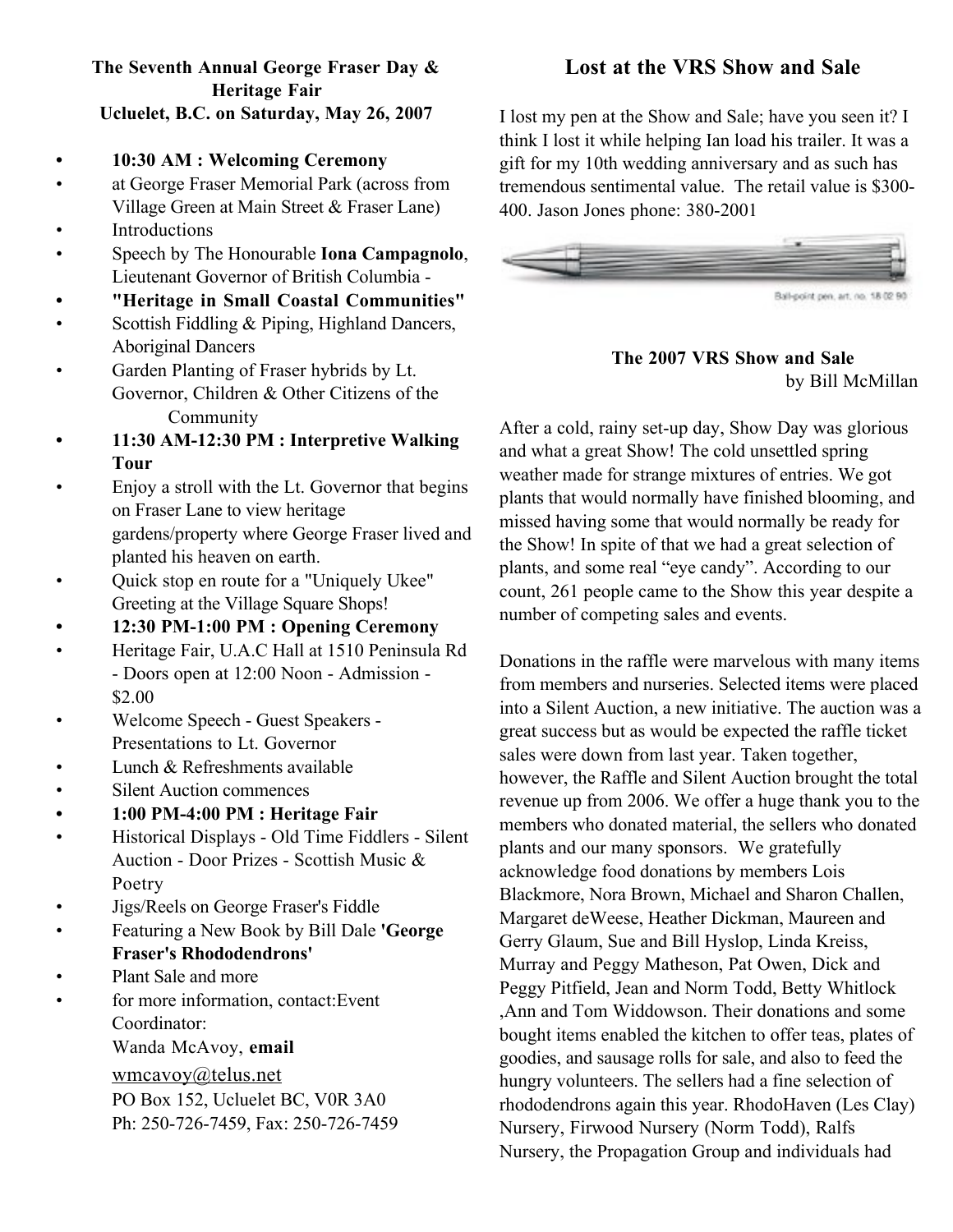**The Seventh Annual George Fraser Day & Heritage Fair**
**Ucluelet, B.C. on Saturday, May 26, 2007**

- **10:30 AM : Welcoming Ceremony**
- at George Fraser Memorial Park (across from Village Green at Main Street & Fraser Lane)
- Introductions
- Speech by The Honourable **Iona Campagnolo**, Lieutenant Governor of British Columbia -
- **"Heritage in Small Coastal Communities"**
- Scottish Fiddling & Piping, Highland Dancers, Aboriginal Dancers
- Garden Planting of Fraser hybrids by Lt. Governor, Children & Other Citizens of the Community
- **11:30 AM-12:30 PM : Interpretive Walking Tour**
- Enjoy a stroll with the Lt. Governor that begins on Fraser Lane to view heritage gardens/property where George Fraser lived and planted his heaven on earth.
- Quick stop en route for a "Uniquely Ukee" Greeting at the Village Square Shops!
- **12:30 PM-1:00 PM : Opening Ceremony**
- Heritage Fair, U.A.C Hall at 1510 Peninsula Rd - Doors open at 12:00 Noon - Admission - $2.00
- Welcome Speech - Guest Speakers - Presentations to Lt. Governor
- Lunch & Refreshments available
- Silent Auction commences
- **1:00 PM-4:00 PM : Heritage Fair**
- Historical Displays - Old Time Fiddlers - Silent Auction - Door Prizes - Scottish Music & Poetry
- Jigs/Reels on George Fraser's Fiddle
- Featuring a New Book by Bill Dale **'George Fraser's Rhododendrons'**
- Plant Sale and more
- for more information, contact:Event Coordinator:
  Wanda McAvoy, **email**
  wmcavoy@telus.net
  PO Box 152, Ucluelet BC, V0R 3A0
  Ph: 250-726-7459, Fax: 250-726-7459

## Lost at the VRS Show and Sale

I lost my pen at the Show and Sale; have you seen it? I think I lost it while helping Ian load his trailer. It was a gift for my 10th wedding anniversary and as such has tremendous sentimental value. The retail value is $300-400. Jason Jones phone: 380-2001

Ball-point pen, art. no. 18 02 90

### The 2007 VRS Show and Sale
by Bill McMillan

After a cold, rainy set-up day, Show Day was glorious and what a great Show! The cold unsettled spring weather made for strange mixtures of entries. We got plants that would normally have finished blooming, and missed having some that would normally be ready for the Show! In spite of that we had a great selection of plants, and some real "eye candy". According to our count, 261 people came to the Show this year despite a number of competing sales and events.

Donations in the raffle were marvelous with many items from members and nurseries. Selected items were placed into a Silent Auction, a new initiative. The auction was a great success but as would be expected the raffle ticket sales were down from last year. Taken together, however, the Raffle and Silent Auction brought the total revenue up from 2006. We offer a huge thank you to the members who donated material, the sellers who donated plants and our many sponsors. We gratefully acknowledge food donations by members Lois Blackmore, Nora Brown, Michael and Sharon Challen, Margaret deWeese, Heather Dickman, Maureen and Gerry Glaum, Sue and Bill Hyslop, Linda Kreiss, Murray and Peggy Matheson, Pat Owen, Dick and Peggy Pitfield, Jean and Norm Todd, Betty Whitlock ,Ann and Tom Widdowson. Their donations and some bought items enabled the kitchen to offer teas, plates of goodies, and sausage rolls for sale, and also to feed the hungry volunteers. The sellers had a fine selection of rhododendrons again this year. RhodoHaven (Les Clay) Nursery, Firwood Nursery (Norm Todd), Ralfs Nursery, the Propagation Group and individuals had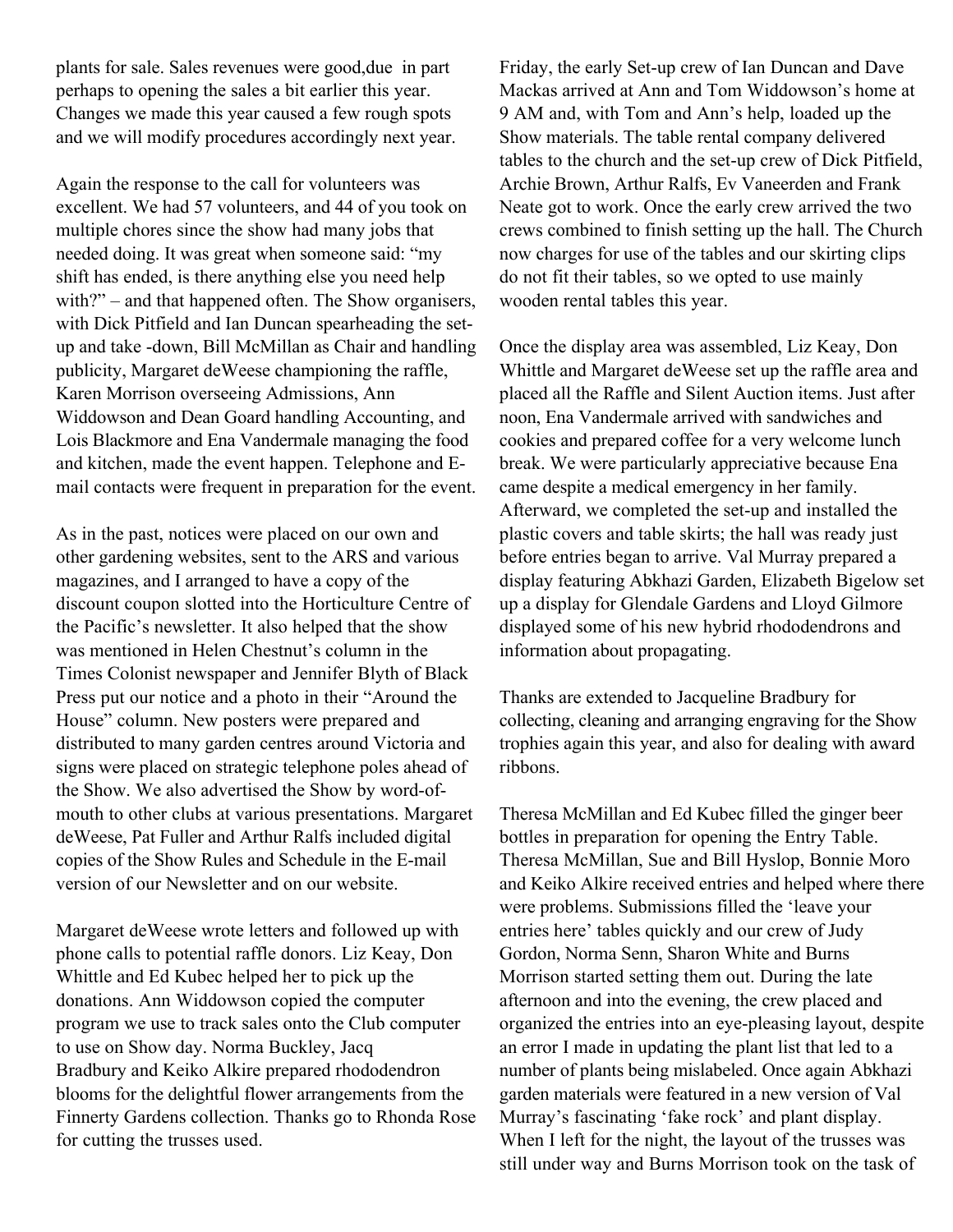plants for sale. Sales revenues were good,due in part perhaps to opening the sales a bit earlier this year. Changes we made this year caused a few rough spots and we will modify procedures accordingly next year.

Again the response to the call for volunteers was excellent. We had 57 volunteers, and 44 of you took on multiple chores since the show had many jobs that needed doing. It was great when someone said: "my shift has ended, is there anything else you need help with?" – and that happened often. The Show organisers, with Dick Pitfield and Ian Duncan spearheading the set-up and take -down, Bill McMillan as Chair and handling publicity, Margaret deWeese championing the raffle, Karen Morrison overseeing Admissions, Ann Widdowson and Dean Goard handling Accounting, and Lois Blackmore and Ena Vandermale managing the food and kitchen, made the event happen. Telephone and E-mail contacts were frequent in preparation for the event.

As in the past, notices were placed on our own and other gardening websites, sent to the ARS and various magazines, and I arranged to have a copy of the discount coupon slotted into the Horticulture Centre of the Pacific's newsletter. It also helped that the show was mentioned in Helen Chestnut's column in the Times Colonist newspaper and Jennifer Blyth of Black Press put our notice and a photo in their "Around the House" column. New posters were prepared and distributed to many garden centres around Victoria and signs were placed on strategic telephone poles ahead of the Show. We also advertised the Show by word-of-mouth to other clubs at various presentations. Margaret deWeese, Pat Fuller and Arthur Ralfs included digital copies of the Show Rules and Schedule in the E-mail version of our Newsletter and on our website.

Margaret deWeese wrote letters and followed up with phone calls to potential raffle donors. Liz Keay, Don Whittle and Ed Kubec helped her to pick up the donations. Ann Widdowson copied the computer program we use to track sales onto the Club computer to use on Show day. Norma Buckley, Jacq Bradbury and Keiko Alkire prepared rhododendron blooms for the delightful flower arrangements from the Finnerty Gardens collection. Thanks go to Rhonda Rose for cutting the trusses used.

Friday, the early Set-up crew of Ian Duncan and Dave Mackas arrived at Ann and Tom Widdowson's home at 9 AM and, with Tom and Ann's help, loaded up the Show materials. The table rental company delivered tables to the church and the set-up crew of Dick Pitfield, Archie Brown, Arthur Ralfs, Ev Vaneerden and Frank Neate got to work. Once the early crew arrived the two crews combined to finish setting up the hall. The Church now charges for use of the tables and our skirting clips do not fit their tables, so we opted to use mainly wooden rental tables this year.

Once the display area was assembled, Liz Keay, Don Whittle and Margaret deWeese set up the raffle area and placed all the Raffle and Silent Auction items. Just after noon, Ena Vandermale arrived with sandwiches and cookies and prepared coffee for a very welcome lunch break. We were particularly appreciative because Ena came despite a medical emergency in her family. Afterward, we completed the set-up and installed the plastic covers and table skirts; the hall was ready just before entries began to arrive. Val Murray prepared a display featuring Abkhazi Garden, Elizabeth Bigelow set up a display for Glendale Gardens and Lloyd Gilmore displayed some of his new hybrid rhododendrons and information about propagating.

Thanks are extended to Jacqueline Bradbury for collecting, cleaning and arranging engraving for the Show trophies again this year, and also for dealing with award ribbons.

Theresa McMillan and Ed Kubec filled the ginger beer bottles in preparation for opening the Entry Table. Theresa McMillan, Sue and Bill Hyslop, Bonnie Moro and Keiko Alkire received entries and helped where there were problems. Submissions filled the 'leave your entries here' tables quickly and our crew of Judy Gordon, Norma Senn, Sharon White and Burns Morrison started setting them out. During the late afternoon and into the evening, the crew placed and organized the entries into an eye-pleasing layout, despite an error I made in updating the plant list that led to a number of plants being mislabeled. Once again Abkhazi garden materials were featured in a new version of Val Murray's fascinating 'fake rock' and plant display. When I left for the night, the layout of the trusses was still under way and Burns Morrison took on the task of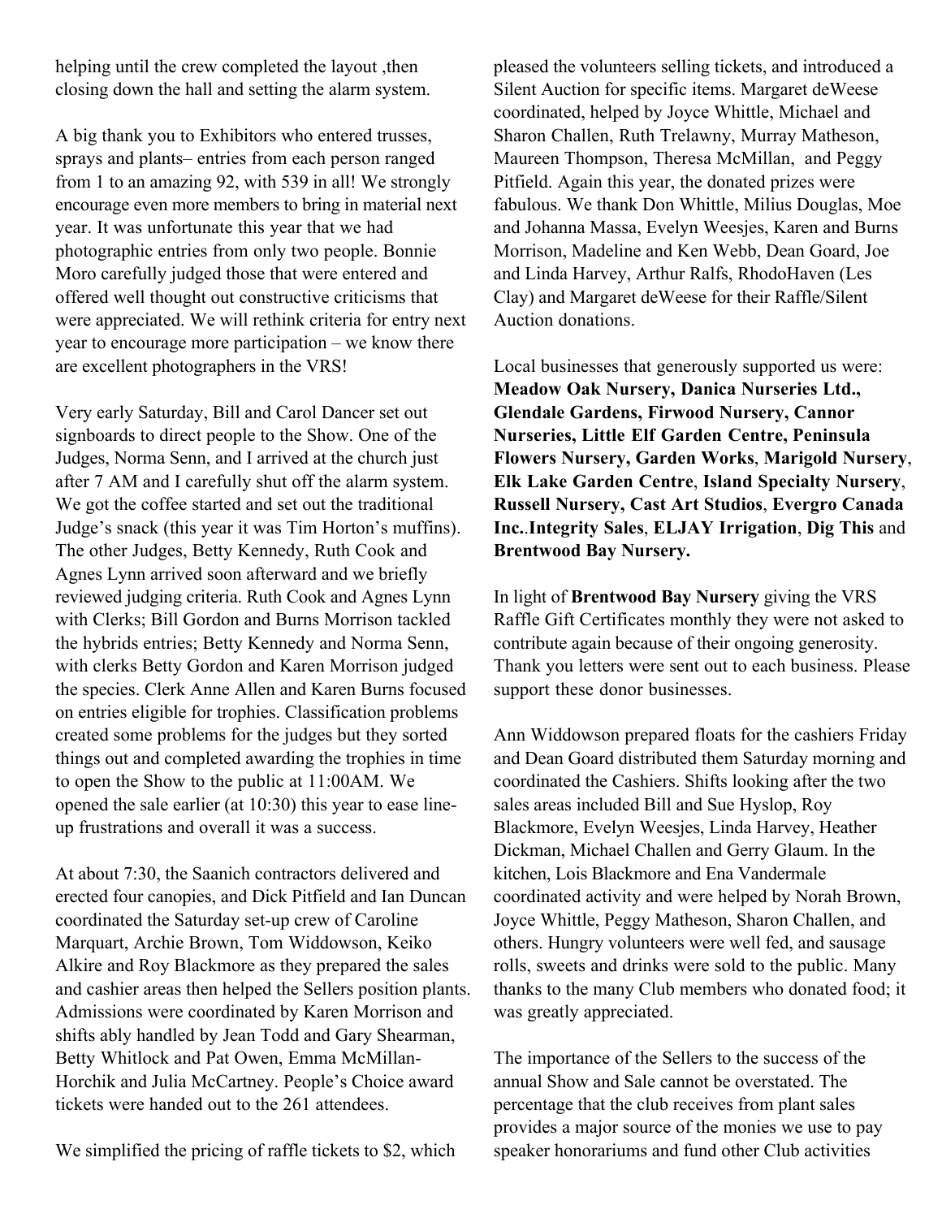helping until the crew completed the layout ,then closing down the hall and setting the alarm system.

A big thank you to Exhibitors who entered trusses, sprays and plants– entries from each person ranged from 1 to an amazing 92, with 539 in all! We strongly encourage even more members to bring in material next year. It was unfortunate this year that we had photographic entries from only two people. Bonnie Moro carefully judged those that were entered and offered well thought out constructive criticisms that were appreciated. We will rethink criteria for entry next year to encourage more participation – we know there are excellent photographers in the VRS!

Very early Saturday, Bill and Carol Dancer set out signboards to direct people to the Show. One of the Judges, Norma Senn, and I arrived at the church just after 7 AM and I carefully shut off the alarm system. We got the coffee started and set out the traditional Judge's snack (this year it was Tim Horton's muffins). The other Judges, Betty Kennedy, Ruth Cook and Agnes Lynn arrived soon afterward and we briefly reviewed judging criteria. Ruth Cook and Agnes Lynn with Clerks; Bill Gordon and Burns Morrison tackled the hybrids entries; Betty Kennedy and Norma Senn, with clerks Betty Gordon and Karen Morrison judged the species. Clerk Anne Allen and Karen Burns focused on entries eligible for trophies. Classification problems created some problems for the judges but they sorted things out and completed awarding the trophies in time to open the Show to the public at 11:00AM. We opened the sale earlier (at 10:30) this year to ease line-up frustrations and overall it was a success.

At about 7:30, the Saanich contractors delivered and erected four canopies, and Dick Pitfield and Ian Duncan coordinated the Saturday set-up crew of Caroline Marquart, Archie Brown, Tom Widdowson, Keiko Alkire and Roy Blackmore as they prepared the sales and cashier areas then helped the Sellers position plants. Admissions were coordinated by Karen Morrison and shifts ably handled by Jean Todd and Gary Shearman, Betty Whitlock and Pat Owen, Emma McMillan-Horchik and Julia McCartney. People's Choice award tickets were handed out to the 261 attendees.

We simplified the pricing of raffle tickets to $2, which pleased the volunteers selling tickets, and introduced a Silent Auction for specific items. Margaret deWeese coordinated, helped by Joyce Whittle, Michael and Sharon Challen, Ruth Trelawny, Murray Matheson, Maureen Thompson, Theresa McMillan, and Peggy Pitfield. Again this year, the donated prizes were fabulous. We thank Don Whittle, Milius Douglas, Moe and Johanna Massa, Evelyn Weesjes, Karen and Burns Morrison, Madeline and Ken Webb, Dean Goard, Joe and Linda Harvey, Arthur Ralfs, RhodoHaven (Les Clay) and Margaret deWeese for their Raffle/Silent Auction donations.

Local businesses that generously supported us were: **Meadow Oak Nursery, Danica Nurseries Ltd., Glendale Gardens, Firwood Nursery, Cannor Nurseries, Little Elf Garden Centre, Peninsula Flowers Nursery, Garden Works**, **Marigold Nursery**, **Elk Lake Garden Centre**, **Island Specialty Nursery**, **Russell Nursery, Cast Art Studios**, **Evergro Canada Inc.**.**Integrity Sales**, **ELJAY Irrigation**, **Dig This** and **Brentwood Bay Nursery.**

In light of **Brentwood Bay Nursery** giving the VRS Raffle Gift Certificates monthly they were not asked to contribute again because of their ongoing generosity. Thank you letters were sent out to each business. Please support these donor businesses.

Ann Widdowson prepared floats for the cashiers Friday and Dean Goard distributed them Saturday morning and coordinated the Cashiers. Shifts looking after the two sales areas included Bill and Sue Hyslop, Roy Blackmore, Evelyn Weesjes, Linda Harvey, Heather Dickman, Michael Challen and Gerry Glaum. In the kitchen, Lois Blackmore and Ena Vandermale coordinated activity and were helped by Norah Brown, Joyce Whittle, Peggy Matheson, Sharon Challen, and others. Hungry volunteers were well fed, and sausage rolls, sweets and drinks were sold to the public. Many thanks to the many Club members who donated food; it was greatly appreciated.

The importance of the Sellers to the success of the annual Show and Sale cannot be overstated. The percentage that the club receives from plant sales provides a major source of the monies we use to pay speaker honorariums and fund other Club activities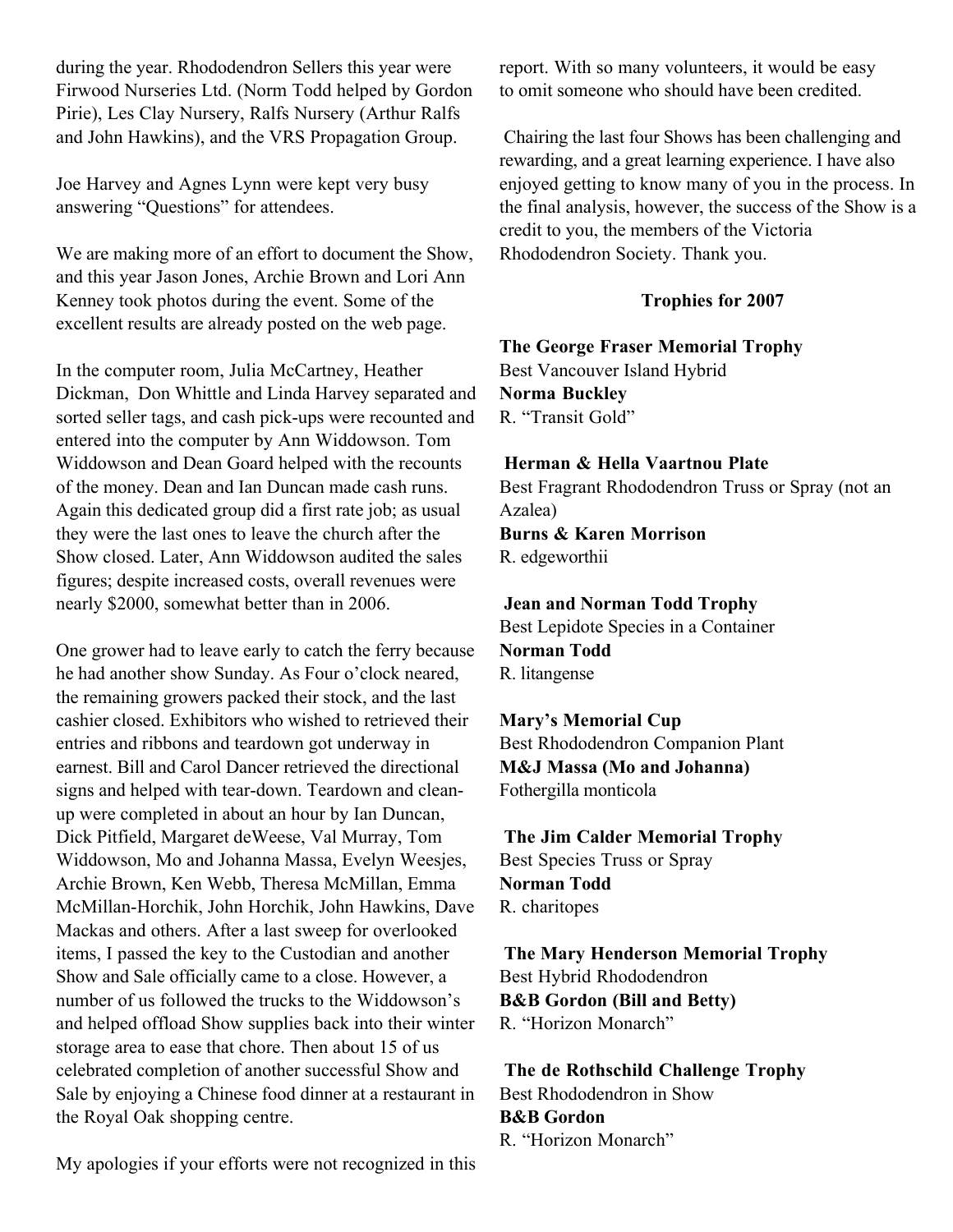during the year. Rhododendron Sellers this year were Firwood Nurseries Ltd. (Norm Todd helped by Gordon Pirie), Les Clay Nursery, Ralfs Nursery (Arthur Ralfs and John Hawkins), and the VRS Propagation Group.

Joe Harvey and Agnes Lynn were kept very busy answering "Questions" for attendees.

We are making more of an effort to document the Show, and this year Jason Jones, Archie Brown and Lori Ann Kenney took photos during the event. Some of the excellent results are already posted on the web page.

In the computer room, Julia McCartney, Heather Dickman, Don Whittle and Linda Harvey separated and sorted seller tags, and cash pick-ups were recounted and entered into the computer by Ann Widdowson. Tom Widdowson and Dean Goard helped with the recounts of the money. Dean and Ian Duncan made cash runs. Again this dedicated group did a first rate job; as usual they were the last ones to leave the church after the Show closed. Later, Ann Widdowson audited the sales figures; despite increased costs, overall revenues were nearly $2000, somewhat better than in 2006.

One grower had to leave early to catch the ferry because he had another show Sunday. As Four o'clock neared, the remaining growers packed their stock, and the last cashier closed. Exhibitors who wished to retrieved their entries and ribbons and teardown got underway in earnest. Bill and Carol Dancer retrieved the directional signs and helped with tear-down. Teardown and clean-up were completed in about an hour by Ian Duncan, Dick Pitfield, Margaret deWeese, Val Murray, Tom Widdowson, Mo and Johanna Massa, Evelyn Weesjes, Archie Brown, Ken Webb, Theresa McMillan, Emma McMillan-Horchik, John Horchik, John Hawkins, Dave Mackas and others. After a last sweep for overlooked items, I passed the key to the Custodian and another Show and Sale officially came to a close. However, a number of us followed the trucks to the Widdowson's and helped offload Show supplies back into their winter storage area to ease that chore. Then about 15 of us celebrated completion of another successful Show and Sale by enjoying a Chinese food dinner at a restaurant in the Royal Oak shopping centre.

My apologies if your efforts were not recognized in this report. With so many volunteers, it would be easy to omit someone who should have been credited.

Chairing the last four Shows has been challenging and rewarding, and a great learning experience. I have also enjoyed getting to know many of you in the process. In the final analysis, however, the success of the Show is a credit to you, the members of the Victoria Rhododendron Society. Thank you.

**Trophies for 2007**

**The George Fraser Memorial Trophy**
Best Vancouver Island Hybrid
**Norma Buckley**
R. "Transit Gold"

**Herman & Hella Vaartnou Plate**
Best Fragrant Rhododendron Truss or Spray (not an Azalea)
**Burns & Karen Morrison**
R. edgeworthii

**Jean and Norman Todd Trophy**
Best Lepidote Species in a Container
**Norman Todd**
R. litangense

**Mary's Memorial Cup**
Best Rhododendron Companion Plant
**M&J Massa (Mo and Johanna)**
Fothergilla monticola

**The Jim Calder Memorial Trophy**
Best Species Truss or Spray
**Norman Todd**
R. charitopes

**The Mary Henderson Memorial Trophy**
Best Hybrid Rhododendron
**B&B Gordon (Bill and Betty)**
R. "Horizon Monarch"

**The de Rothschild Challenge Trophy**
Best Rhododendron in Show
**B&B Gordon**
R. "Horizon Monarch"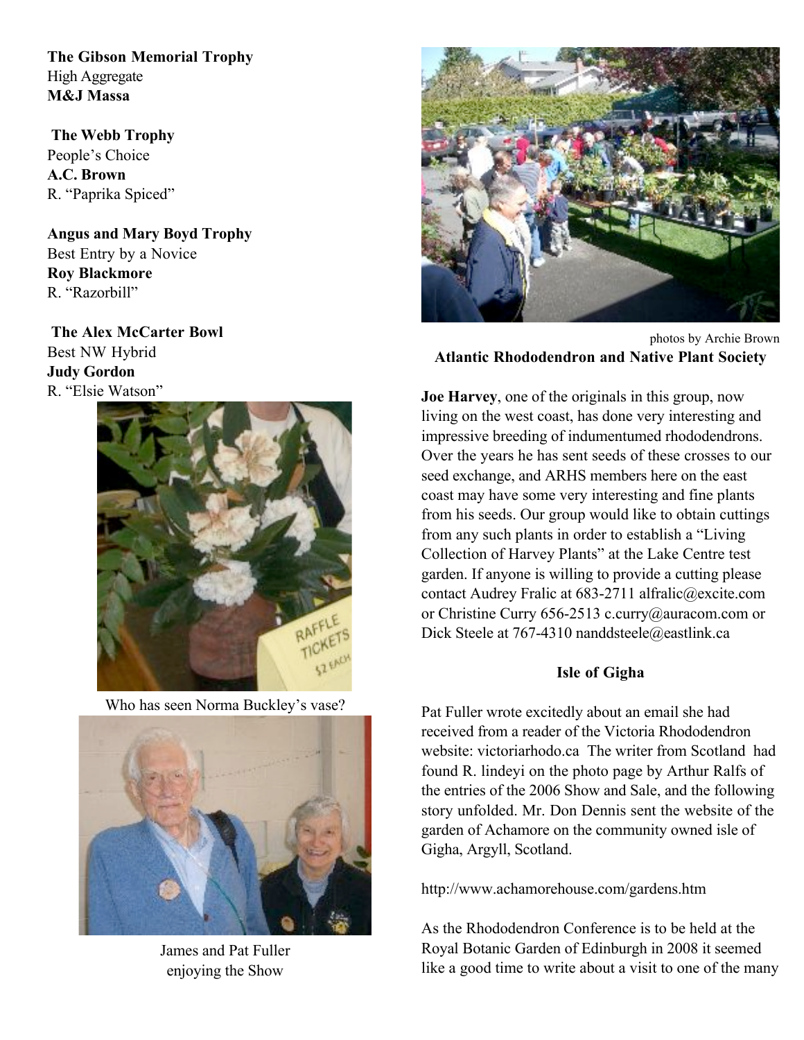**The Gibson Memorial Trophy**
High Aggregate
**M&J Massa**

**The Webb Trophy**
People's Choice
**A.C. Brown**
R. "Paprika Spiced"

**Angus and Mary Boyd Trophy**
Best Entry by a Novice
**Roy Blackmore**
R. "Razorbill"

**The Alex McCarter Bowl**
Best NW Hybrid
**Judy Gordon**
R. "Elsie Watson"

Who has seen Norma Buckley's vase?

James and Pat Fuller
enjoying the Show

photos by Archie Brown

**Atlantic Rhododendron and Native Plant Society**

**Joe Harvey**, one of the originals in this group, now living on the west coast, has done very interesting and impressive breeding of indumentumed rhododendrons. Over the years he has sent seeds of these crosses to our seed exchange, and ARHS members here on the east coast may have some very interesting and fine plants from his seeds. Our group would like to obtain cuttings from any such plants in order to establish a "Living Collection of Harvey Plants" at the Lake Centre test garden. If anyone is willing to provide a cutting please contact Audrey Fralic at 683-2711 alfralic@excite.com or Christine Curry 656-2513 c.curry@auracom.com or Dick Steele at 767-4310 nanddsteele@eastlink.ca

**Isle of Gigha**

Pat Fuller wrote excitedly about an email she had received from a reader of the Victoria Rhododendron website: victoriarhodo.ca The writer from Scotland had found R. lindeyi on the photo page by Arthur Ralfs of the entries of the 2006 Show and Sale, and the following story unfolded. Mr. Don Dennis sent the website of the garden of Achamore on the community owned isle of Gigha, Argyll, Scotland.

http://www.achamorehouse.com/gardens.htm

As the Rhododendron Conference is to be held at the Royal Botanic Garden of Edinburgh in 2008 it seemed like a good time to write about a visit to one of the many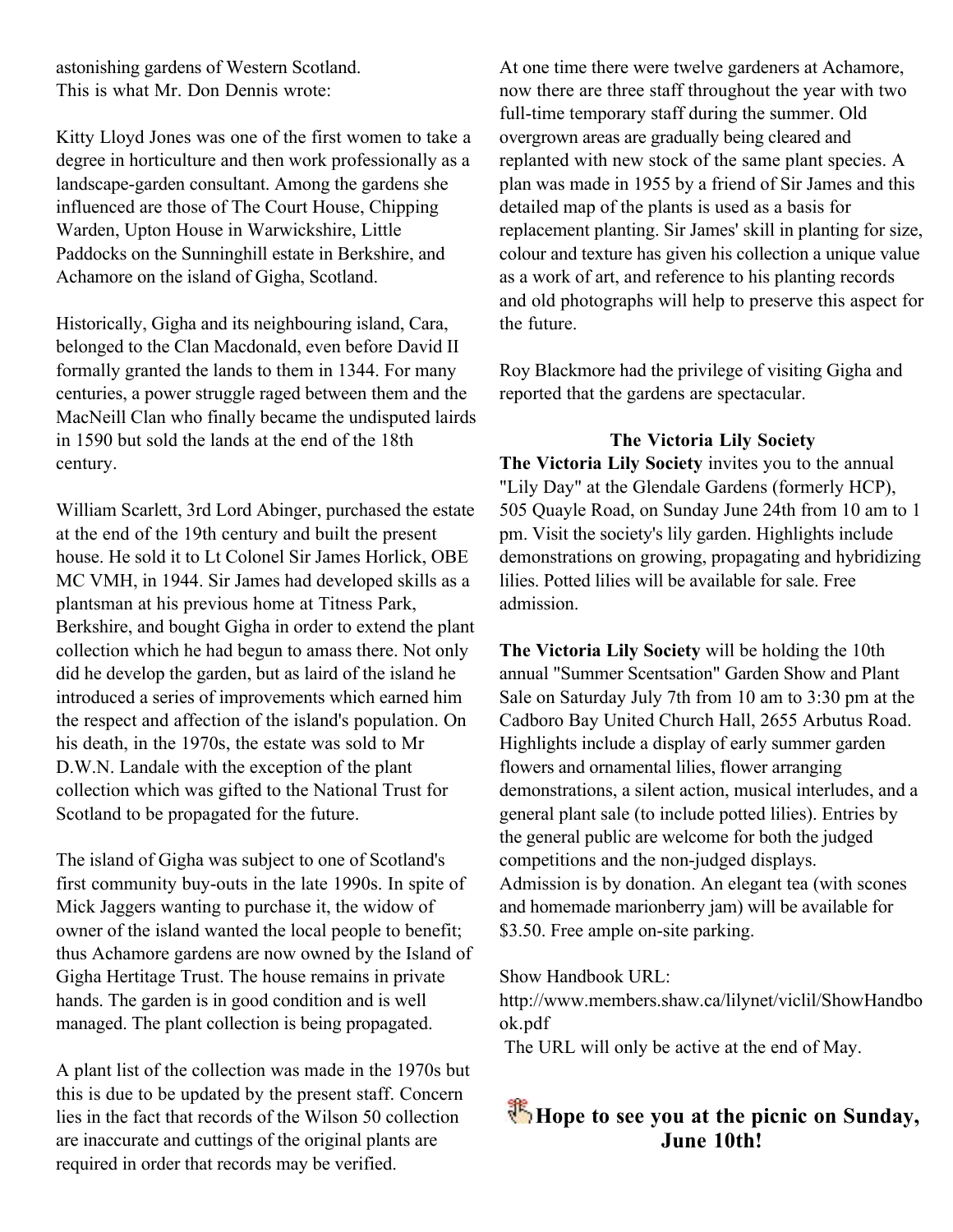astonishing gardens of Western Scotland.
This is what Mr. Don Dennis wrote:

Kitty Lloyd Jones was one of the first women to take a degree in horticulture and then work professionally as a landscape-garden consultant. Among the gardens she influenced are those of The Court House, Chipping Warden, Upton House in Warwickshire, Little Paddocks on the Sunninghill estate in Berkshire, and Achamore on the island of Gigha, Scotland.

Historically, Gigha and its neighbouring island, Cara, belonged to the Clan Macdonald, even before David II formally granted the lands to them in 1344. For many centuries, a power struggle raged between them and the MacNeill Clan who finally became the undisputed lairds in 1590 but sold the lands at the end of the 18th century.

William Scarlett, 3rd Lord Abinger, purchased the estate at the end of the 19th century and built the present house. He sold it to Lt Colonel Sir James Horlick, OBE MC VMH, in 1944. Sir James had developed skills as a plantsman at his previous home at Titness Park, Berkshire, and bought Gigha in order to extend the plant collection which he had begun to amass there. Not only did he develop the garden, but as laird of the island he introduced a series of improvements which earned him the respect and affection of the island's population. On his death, in the 1970s, the estate was sold to Mr D.W.N. Landale with the exception of the plant collection which was gifted to the National Trust for Scotland to be propagated for the future.

The island of Gigha was subject to one of Scotland's first community buy-outs in the late 1990s. In spite of Mick Jaggers wanting to purchase it, the widow of owner of the island wanted the local people to benefit; thus Achamore gardens are now owned by the Island of Gigha Hertitage Trust. The house remains in private hands. The garden is in good condition and is well managed. The plant collection is being propagated.

A plant list of the collection was made in the 1970s but this is due to be updated by the present staff. Concern lies in the fact that records of the Wilson 50 collection are inaccurate and cuttings of the original plants are required in order that records may be verified.

At one time there were twelve gardeners at Achamore, now there are three staff throughout the year with two full-time temporary staff during the summer. Old overgrown areas are gradually being cleared and replanted with new stock of the same plant species. A plan was made in 1955 by a friend of Sir James and this detailed map of the plants is used as a basis for replacement planting. Sir James' skill in planting for size, colour and texture has given his collection a unique value as a work of art, and reference to his planting records and old photographs will help to preserve this aspect for the future.

Roy Blackmore had the privilege of visiting Gigha and reported that the gardens are spectacular.

### The Victoria Lily Society

**The Victoria Lily Society** invites you to the annual "Lily Day" at the Glendale Gardens (formerly HCP), 505 Quayle Road, on Sunday June 24th from 10 am to 1 pm. Visit the society's lily garden. Highlights include demonstrations on growing, propagating and hybridizing lilies. Potted lilies will be available for sale. Free admission.

**The Victoria Lily Society** will be holding the 10th annual "Summer Scentsation" Garden Show and Plant Sale on Saturday July 7th from 10 am to 3:30 pm at the Cadboro Bay United Church Hall, 2655 Arbutus Road. Highlights include a display of early summer garden flowers and ornamental lilies, flower arranging demonstrations, a silent action, musical interludes, and a general plant sale (to include potted lilies). Entries by the general public are welcome for both the judged competitions and the non-judged displays.
Admission is by donation. An elegant tea (with scones and homemade marionberry jam) will be available for $3.50. Free ample on-site parking.

Show Handbook URL:
http://www.members.shaw.ca/lilynet/viclil/ShowHandbook.pdf
The URL will only be active at the end of May.

**Hope to see you at the picnic on Sunday, June 10th!**